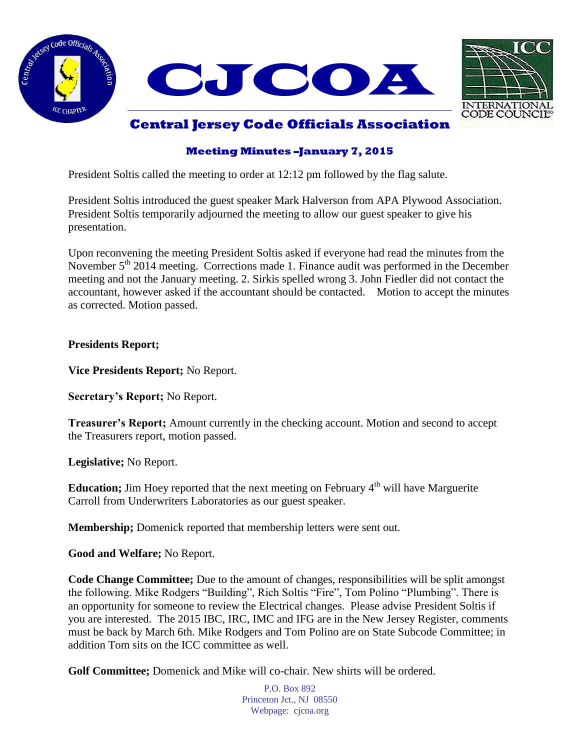# CJCOA

## Central Jersey Code Officials Association

### Meeting Minutes –January 7, 2015

President Soltis called the meeting to order at 12:12 pm followed by the flag salute.

President Soltis introduced the guest speaker Mark Halverson from APA Plywood Association. President Soltis temporarily adjourned the meeting to allow our guest speaker to give his presentation.

Upon reconvening the meeting President Soltis asked if everyone had read the minutes from the November 5th 2014 meeting. Corrections made 1. Finance audit was performed in the December meeting and not the January meeting. 2. Sirkis spelled wrong 3. John Fiedler did not contact the accountant, however asked if the accountant should be contacted. Motion to accept the minutes as corrected. Motion passed.

**Presidents Report;**

**Vice Presidents Report;** No Report.

**Secretary's Report;** No Report.

**Treasurer's Report;** Amount currently in the checking account. Motion and second to accept the Treasurers report, motion passed.

**Legislative;** No Report.

**Education;** Jim Hoey reported that the next meeting on February 4th will have Marguerite Carroll from Underwriters Laboratories as our guest speaker.

**Membership;** Domenick reported that membership letters were sent out.

**Good and Welfare;** No Report.

**Code Change Committee;** Due to the amount of changes, responsibilities will be split amongst the following. Mike Rodgers "Building", Rich Soltis "Fire", Tom Polino "Plumbing". There is an opportunity for someone to review the Electrical changes. Please advise President Soltis if you are interested. The 2015 IBC, IRC, IMC and IFG are in the New Jersey Register, comments must be back by March 6th. Mike Rodgers and Tom Polino are on State Subcode Committee; in addition Tom sits on the ICC committee as well.

**Golf Committee;** Domenick and Mike will co-chair. New shirts will be ordered.

P.O. Box 892
Princeton Jct., NJ 08550
Webpage: cjcoa.org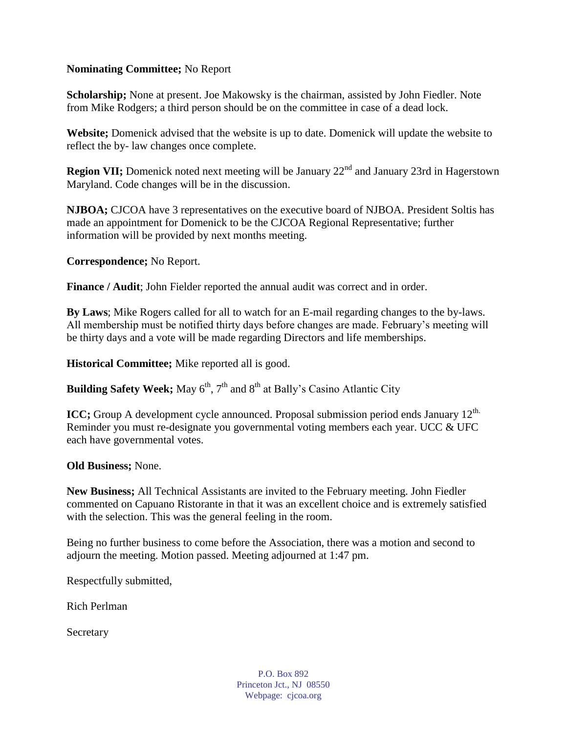**Nominating Committee;** No Report

**Scholarship;** None at present. Joe Makowsky is the chairman, assisted by John Fiedler. Note from Mike Rodgers; a third person should be on the committee in case of a dead lock.

**Website;** Domenick advised that the website is up to date. Domenick will update the website to reflect the by- law changes once complete.

**Region VII;** Domenick noted next meeting will be January 22nd and January 23rd in Hagerstown Maryland. Code changes will be in the discussion.

**NJBOA;** CJCOA have 3 representatives on the executive board of NJBOA. President Soltis has made an appointment for Domenick to be the CJCOA Regional Representative; further information will be provided by next months meeting.

**Correspondence;** No Report.

**Finance / Audit**; John Fielder reported the annual audit was correct and in order.

**By Laws**; Mike Rogers called for all to watch for an E-mail regarding changes to the by-laws. All membership must be notified thirty days before changes are made. February's meeting will be thirty days and a vote will be made regarding Directors and life memberships.

**Historical Committee;** Mike reported all is good.

**Building Safety Week;** May 6th, 7th and 8th at Bally's Casino Atlantic City

**ICC;** Group A development cycle announced. Proposal submission period ends January 12th. Reminder you must re-designate you governmental voting members each year. UCC & UFC each have governmental votes.

**Old Business;** None.

**New Business;** All Technical Assistants are invited to the February meeting. John Fiedler commented on Capuano Ristorante in that it was an excellent choice and is extremely satisfied with the selection. This was the general feeling in the room.

Being no further business to come before the Association, there was a motion and second to adjourn the meeting. Motion passed. Meeting adjourned at 1:47 pm.

Respectfully submitted,

Rich Perlman

Secretary

P.O. Box 892
Princeton Jct., NJ 08550
Webpage: cjcoa.org